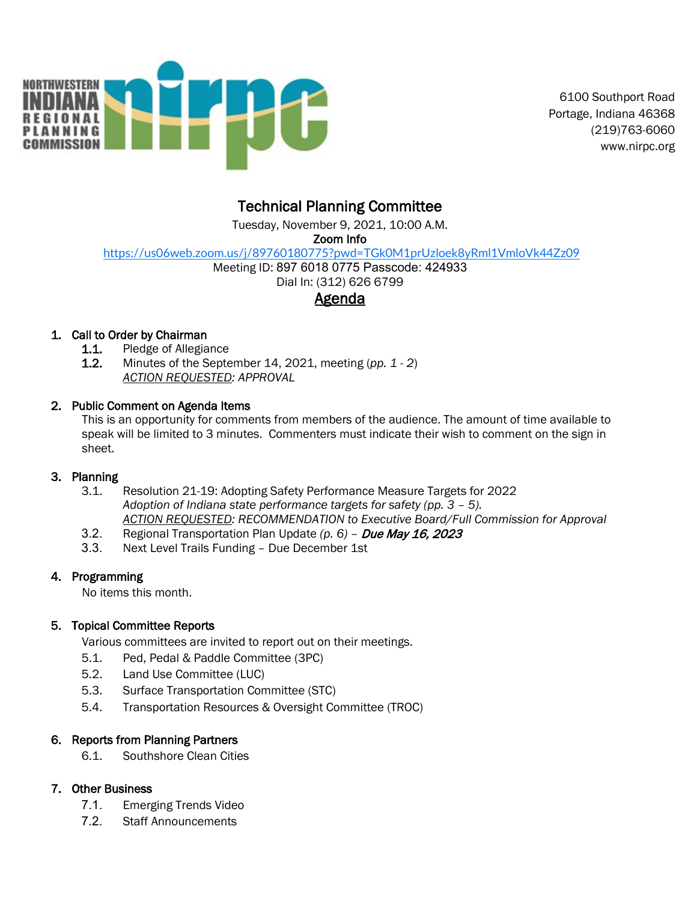NORTHWESTERN INDIANA REGIONAL PLANNING COMMISSION

6100 Southport Road
Portage, Indiana 46368
(219)763-6060
www.nirpc.org

# Technical Planning Committee

Tuesday, November 9, 2021, 10:00 A.M.

**Zoom Info**

https://us06web.zoom.us/j/89760180775?pwd=TGk0M1prUzloek8yRml1VmloVk44Zz09

Meeting ID: 897 6018 0775 Passcode: 424933

Dial In: (312) 626 6799

## Agenda

1. **Call to Order by Chairman**
   - 1.1. Pledge of Allegiance
   - 1.2. Minutes of the September 14, 2021, meeting (*pp. 1 - 2*)
     <u>*ACTION REQUESTED*</u>*: APPROVAL*

2. **Public Comment on Agenda Items**
   This is an opportunity for comments from members of the audience. The amount of time available to speak will be limited to 3 minutes. Commenters must indicate their wish to comment on the sign in sheet.

3. **Planning**
   - 3.1. Resolution 21-19: Adopting Safety Performance Measure Targets for 2022
     *Adoption of Indiana state performance targets for safety (pp. 3 – 5).*
     <u>*ACTION REQUESTED*</u>*: RECOMMENDATION to Executive Board/Full Commission for Approval*
   - 3.2. Regional Transportation Plan Update *(p. 6)* – ***Due May 16, 2023***
   - 3.3. Next Level Trails Funding – Due December 1st

4. **Programming**
   No items this month.

5. **Topical Committee Reports**
   Various committees are invited to report out on their meetings.
   - 5.1. Ped, Pedal & Paddle Committee (3PC)
   - 5.2. Land Use Committee (LUC)
   - 5.3. Surface Transportation Committee (STC)
   - 5.4. Transportation Resources & Oversight Committee (TROC)

6. **Reports from Planning Partners**
   - 6.1. Southshore Clean Cities

7. **Other Business**
   - 7.1. Emerging Trends Video
   - 7.2. Staff Announcements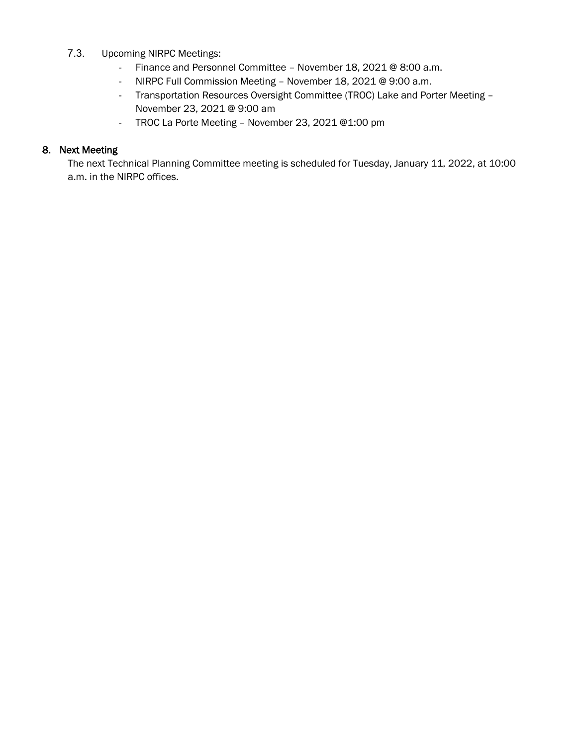7.3. Upcoming NIRPC Meetings:

- Finance and Personnel Committee – November 18, 2021 @ 8:00 a.m.
- NIRPC Full Commission Meeting – November 18, 2021 @ 9:00 a.m.
- Transportation Resources Oversight Committee (TROC) Lake and Porter Meeting – November 23, 2021 @ 9:00 am
- TROC La Porte Meeting – November 23, 2021 @1:00 pm

## 8. Next Meeting

The next Technical Planning Committee meeting is scheduled for Tuesday, January 11, 2022, at 10:00 a.m. in the NIRPC offices.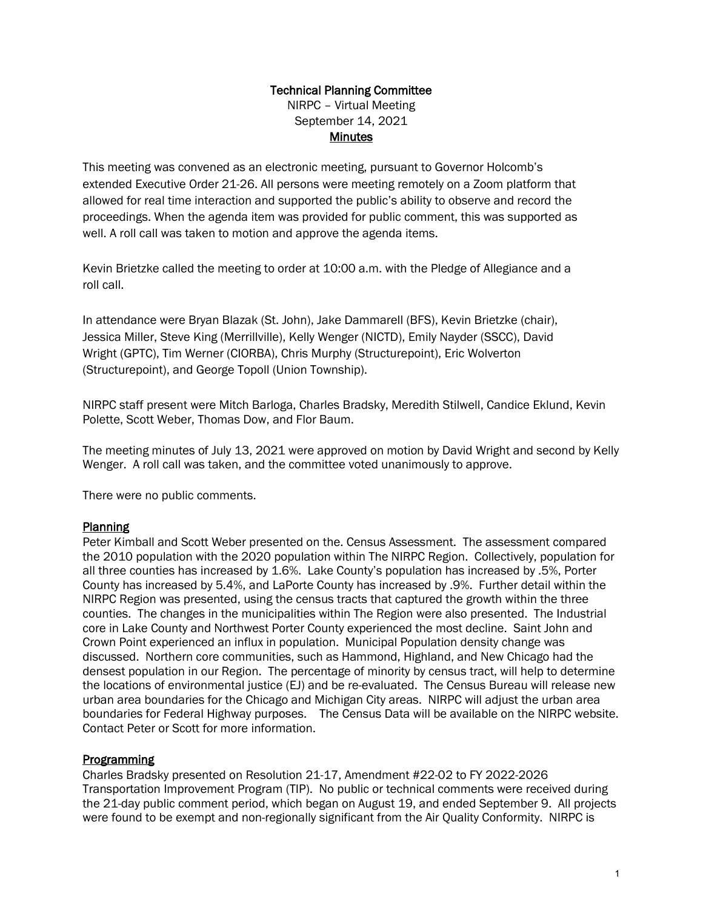**Technical Planning Committee**
NIRPC – Virtual Meeting
September 14, 2021
**Minutes**

This meeting was convened as an electronic meeting, pursuant to Governor Holcomb's extended Executive Order 21-26. All persons were meeting remotely on a Zoom platform that allowed for real time interaction and supported the public's ability to observe and record the proceedings. When the agenda item was provided for public comment, this was supported as well. A roll call was taken to motion and approve the agenda items.

Kevin Brietzke called the meeting to order at 10:00 a.m. with the Pledge of Allegiance and a roll call.

In attendance were Bryan Blazak (St. John), Jake Dammarell (BFS), Kevin Brietzke (chair), Jessica Miller, Steve King (Merrillville), Kelly Wenger (NICTD), Emily Nayder (SSCC), David Wright (GPTC), Tim Werner (CIORBA), Chris Murphy (Structurepoint), Eric Wolverton (Structurepoint), and George Topoll (Union Township).

NIRPC staff present were Mitch Barloga, Charles Bradsky, Meredith Stilwell, Candice Eklund, Kevin Polette, Scott Weber, Thomas Dow, and Flor Baum.

The meeting minutes of July 13, 2021 were approved on motion by David Wright and second by Kelly Wenger. A roll call was taken, and the committee voted unanimously to approve.

There were no public comments.

## Planning

Peter Kimball and Scott Weber presented on the. Census Assessment. The assessment compared the 2010 population with the 2020 population within The NIRPC Region. Collectively, population for all three counties has increased by 1.6%. Lake County's population has increased by .5%, Porter County has increased by 5.4%, and LaPorte County has increased by .9%. Further detail within the NIRPC Region was presented, using the census tracts that captured the growth within the three counties. The changes in the municipalities within The Region were also presented. The Industrial core in Lake County and Northwest Porter County experienced the most decline. Saint John and Crown Point experienced an influx in population. Municipal Population density change was discussed. Northern core communities, such as Hammond, Highland, and New Chicago had the densest population in our Region. The percentage of minority by census tract, will help to determine the locations of environmental justice (EJ) and be re-evaluated. The Census Bureau will release new urban area boundaries for the Chicago and Michigan City areas. NIRPC will adjust the urban area boundaries for Federal Highway purposes. The Census Data will be available on the NIRPC website. Contact Peter or Scott for more information.

## Programming

Charles Bradsky presented on Resolution 21-17, Amendment #22-02 to FY 2022-2026 Transportation Improvement Program (TIP). No public or technical comments were received during the 21-day public comment period, which began on August 19, and ended September 9. All projects were found to be exempt and non-regionally significant from the Air Quality Conformity. NIRPC is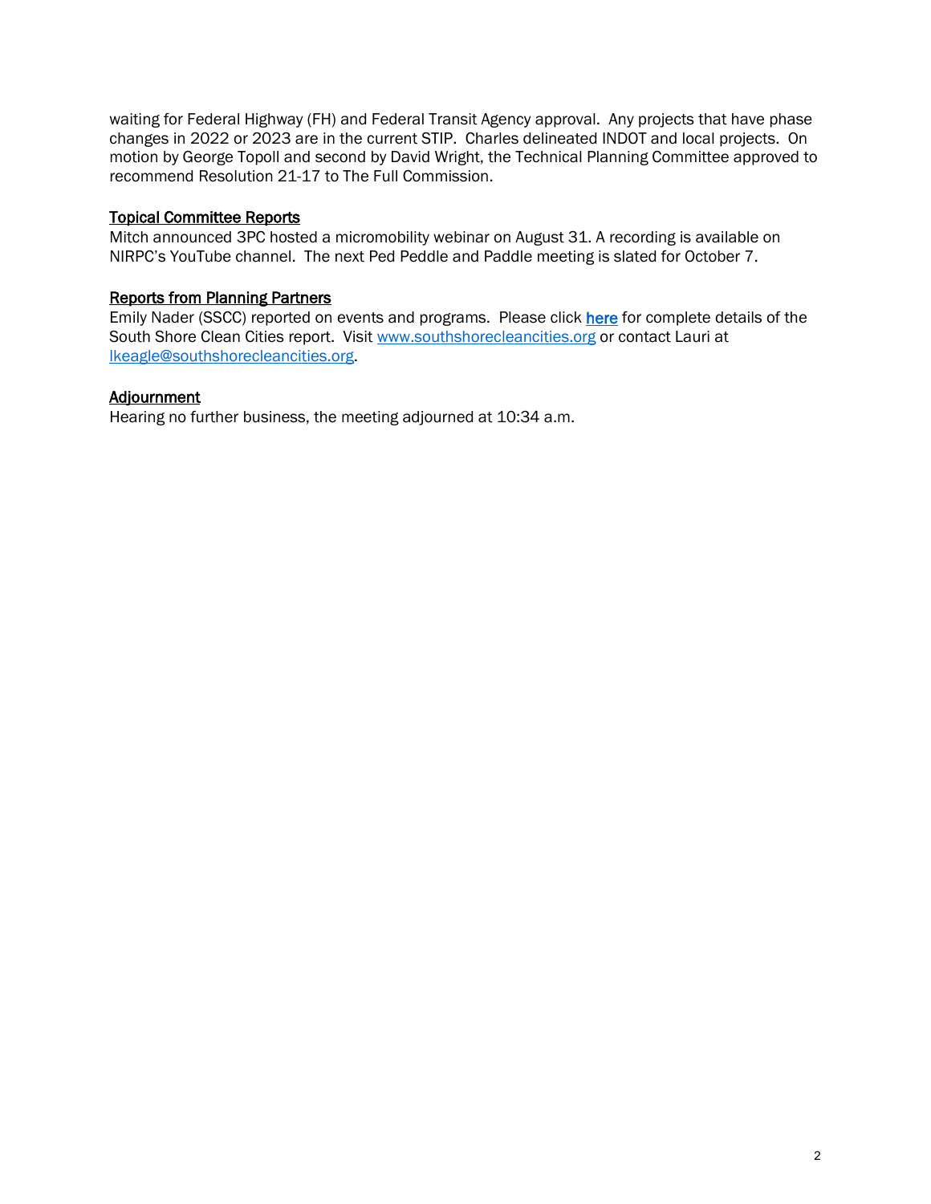waiting for Federal Highway (FH) and Federal Transit Agency approval. Any projects that have phase changes in 2022 or 2023 are in the current STIP. Charles delineated INDOT and local projects. On motion by George Topoll and second by David Wright, the Technical Planning Committee approved to recommend Resolution 21-17 to The Full Commission.

**Topical Committee Reports**

Mitch announced 3PC hosted a micromobility webinar on August 31. A recording is available on NIRPC's YouTube channel. The next Ped Peddle and Paddle meeting is slated for October 7.

**Reports from Planning Partners**

Emily Nader (SSCC) reported on events and programs. Please click **here** for complete details of the South Shore Clean Cities report. Visit www.southshorecleancities.org or contact Lauri at lkeagle@southshorecleancities.org.

**Adjournment**

Hearing no further business, the meeting adjourned at 10:34 a.m.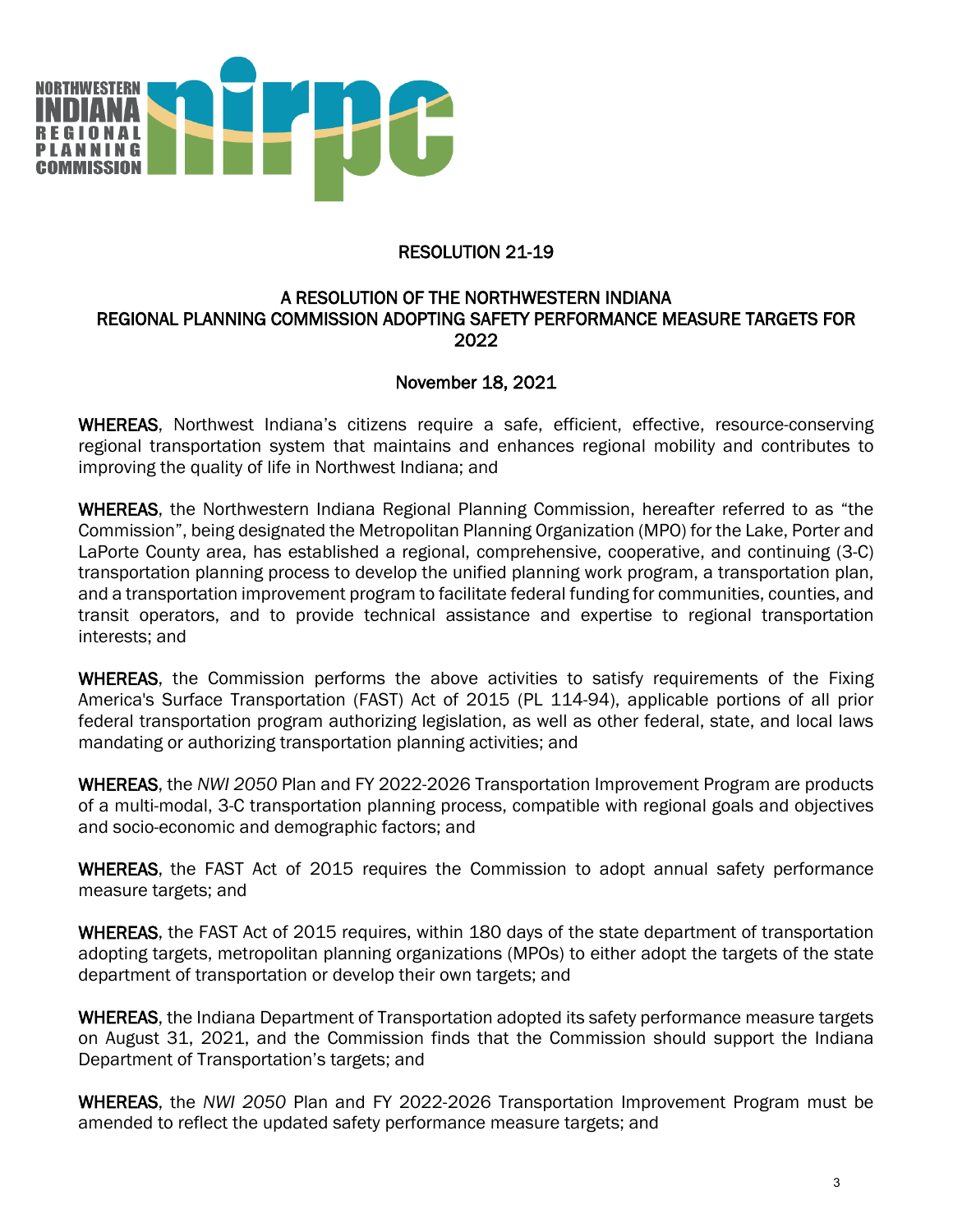NORTHWESTERN INDIANA REGIONAL PLANNING COMMISSION

# RESOLUTION 21-19

## A RESOLUTION OF THE NORTHWESTERN INDIANA REGIONAL PLANNING COMMISSION ADOPTING SAFETY PERFORMANCE MEASURE TARGETS FOR 2022

November 18, 2021

**WHEREAS**, Northwest Indiana's citizens require a safe, efficient, effective, resource-conserving regional transportation system that maintains and enhances regional mobility and contributes to improving the quality of life in Northwest Indiana; and

**WHEREAS**, the Northwestern Indiana Regional Planning Commission, hereafter referred to as "the Commission", being designated the Metropolitan Planning Organization (MPO) for the Lake, Porter and LaPorte County area, has established a regional, comprehensive, cooperative, and continuing (3-C) transportation planning process to develop the unified planning work program, a transportation plan, and a transportation improvement program to facilitate federal funding for communities, counties, and transit operators, and to provide technical assistance and expertise to regional transportation interests; and

**WHEREAS**, the Commission performs the above activities to satisfy requirements of the Fixing America's Surface Transportation (FAST) Act of 2015 (PL 114-94), applicable portions of all prior federal transportation program authorizing legislation, as well as other federal, state, and local laws mandating or authorizing transportation planning activities; and

**WHEREAS**, the *NWI 2050* Plan and FY 2022-2026 Transportation Improvement Program are products of a multi-modal, 3-C transportation planning process, compatible with regional goals and objectives and socio-economic and demographic factors; and

**WHEREAS**, the FAST Act of 2015 requires the Commission to adopt annual safety performance measure targets; and

**WHEREAS**, the FAST Act of 2015 requires, within 180 days of the state department of transportation adopting targets, metropolitan planning organizations (MPOs) to either adopt the targets of the state department of transportation or develop their own targets; and

**WHEREAS**, the Indiana Department of Transportation adopted its safety performance measure targets on August 31, 2021, and the Commission finds that the Commission should support the Indiana Department of Transportation's targets; and

**WHEREAS**, the *NWI 2050* Plan and FY 2022-2026 Transportation Improvement Program must be amended to reflect the updated safety performance measure targets; and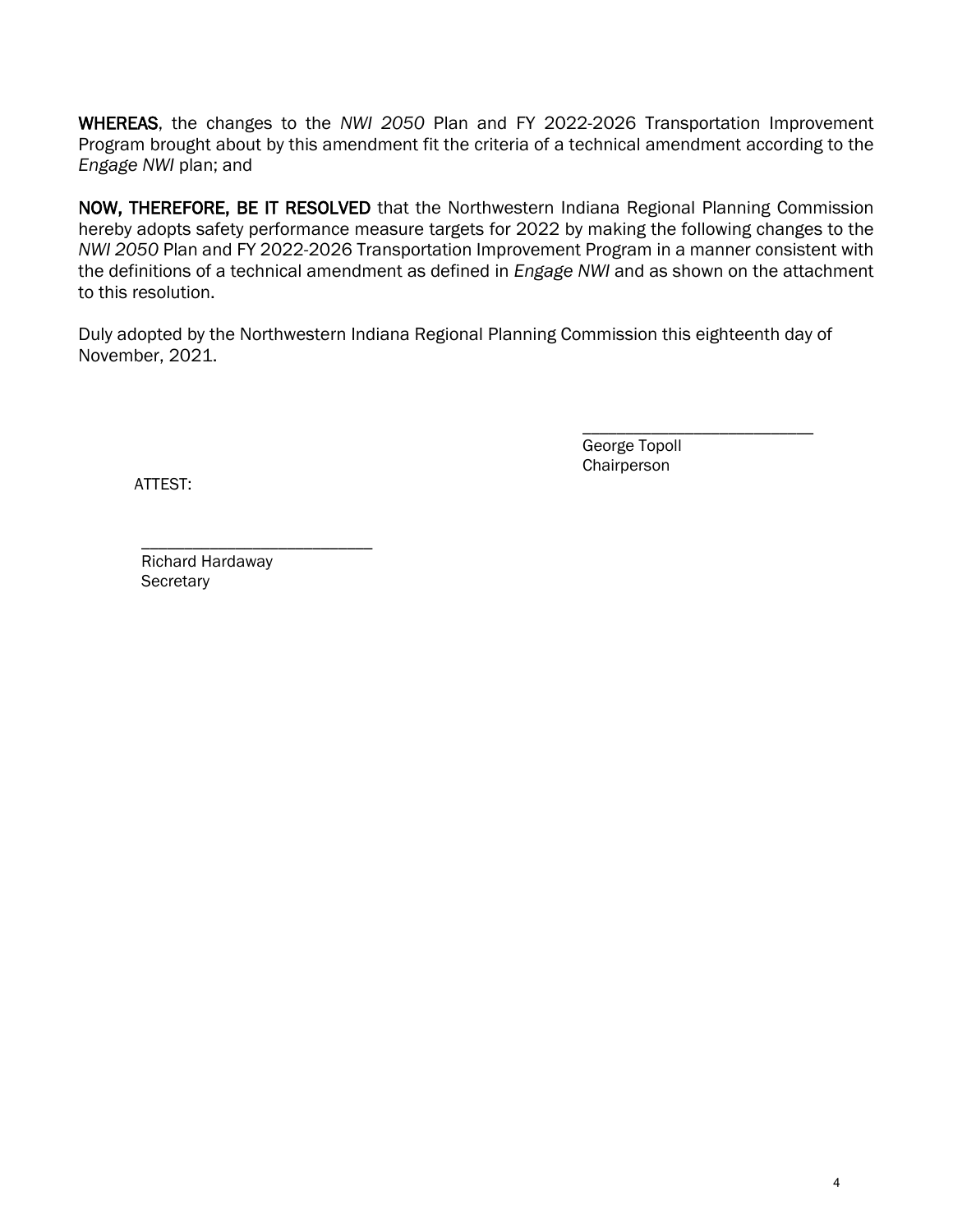**WHEREAS**, the changes to the *NWI 2050* Plan and FY 2022-2026 Transportation Improvement Program brought about by this amendment fit the criteria of a technical amendment according to the *Engage NWI* plan; and

**NOW, THEREFORE, BE IT RESOLVED** that the Northwestern Indiana Regional Planning Commission hereby adopts safety performance measure targets for 2022 by making the following changes to the *NWI 2050* Plan and FY 2022-2026 Transportation Improvement Program in a manner consistent with the definitions of a technical amendment as defined in *Engage NWI* and as shown on the attachment to this resolution.

Duly adopted by the Northwestern Indiana Regional Planning Commission this eighteenth day of November, 2021.

\_\_\_\_\_\_\_\_\_\_\_\_\_\_\_\_\_\_\_\_\_\_\_\_\_\_\_
George Topoll
Chairperson

ATTEST:

\_\_\_\_\_\_\_\_\_\_\_\_\_\_\_\_\_\_\_\_\_\_\_\_\_\_\_
Richard Hardaway
Secretary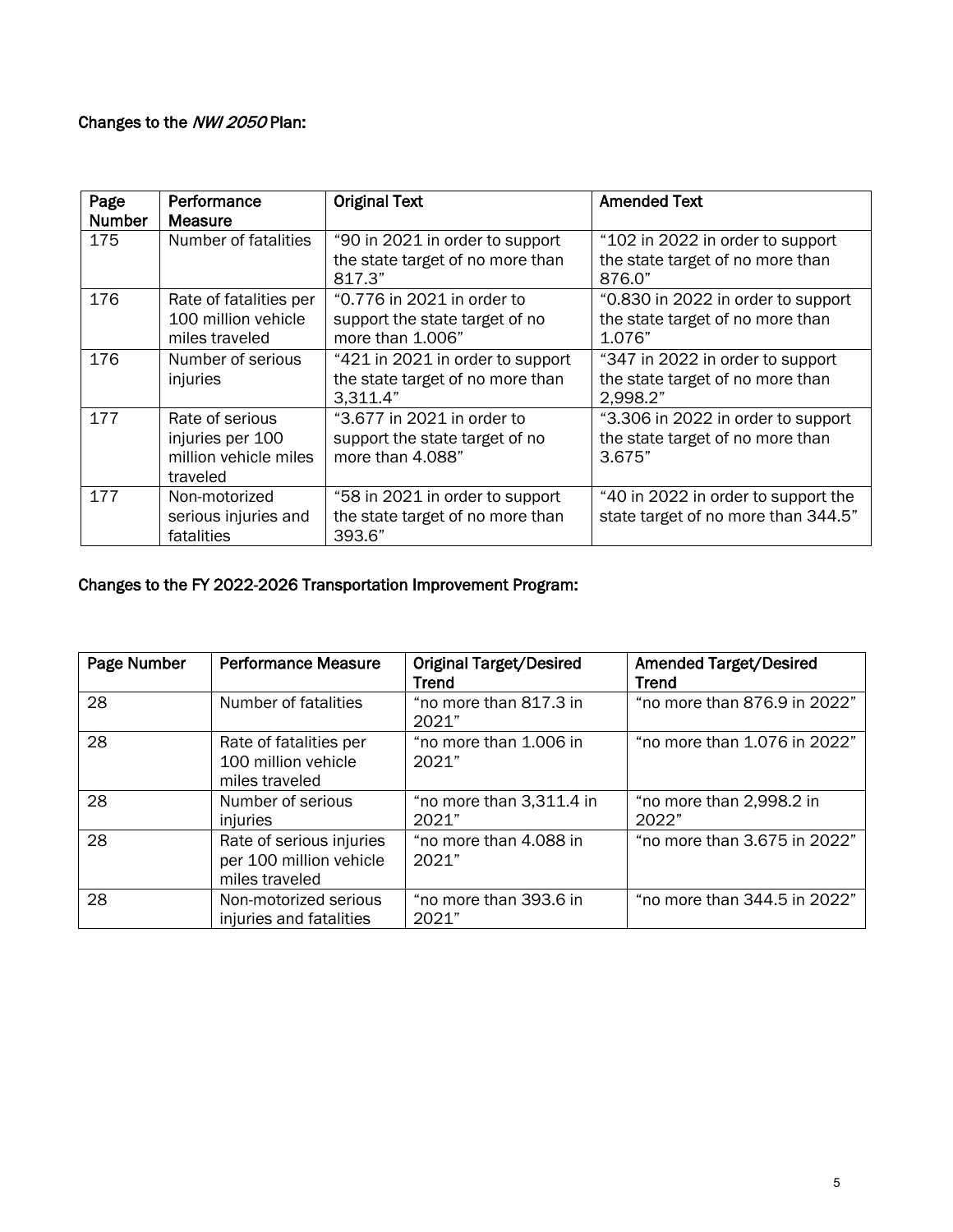## Changes to the *NWI 2050* Plan:

| Page Number | Performance Measure | Original Text | Amended Text |
|---|---|---|---|
| 175 | Number of fatalities | "90 in 2021 in order to support the state target of no more than 817.3" | "102 in 2022 in order to support the state target of no more than 876.0" |
| 176 | Rate of fatalities per 100 million vehicle miles traveled | "0.776 in 2021 in order to support the state target of no more than 1.006" | "0.830 in 2022 in order to support the state target of no more than 1.076" |
| 176 | Number of serious injuries | "421 in 2021 in order to support the state target of no more than 3,311.4" | "347 in 2022 in order to support the state target of no more than 2,998.2" |
| 177 | Rate of serious injuries per 100 million vehicle miles traveled | "3.677 in 2021 in order to support the state target of no more than 4.088" | "3.306 in 2022 in order to support the state target of no more than 3.675" |
| 177 | Non-motorized serious injuries and fatalities | "58 in 2021 in order to support the state target of no more than 393.6" | "40 in 2022 in order to support the state target of no more than 344.5" |

## Changes to the FY 2022-2026 Transportation Improvement Program:

| Page Number | Performance Measure | Original Target/Desired Trend | Amended Target/Desired Trend |
|---|---|---|---|
| 28 | Number of fatalities | "no more than 817.3 in 2021" | "no more than 876.9 in 2022" |
| 28 | Rate of fatalities per 100 million vehicle miles traveled | "no more than 1.006 in 2021" | "no more than 1.076 in 2022" |
| 28 | Number of serious injuries | "no more than 3,311.4 in 2021" | "no more than 2,998.2 in 2022" |
| 28 | Rate of serious injuries per 100 million vehicle miles traveled | "no more than 4.088 in 2021" | "no more than 3.675 in 2022" |
| 28 | Non-motorized serious injuries and fatalities | "no more than 393.6 in 2021" | "no more than 344.5 in 2022" |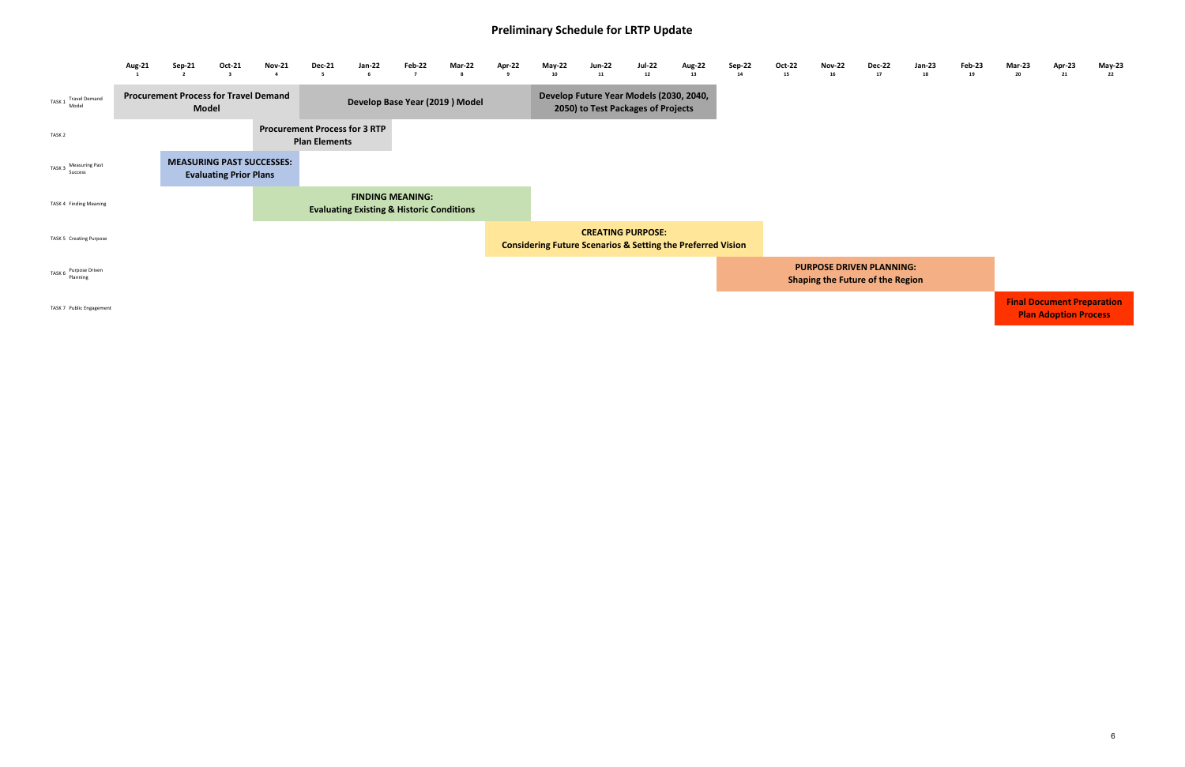# Preliminary Schedule for LRTP Update

Aug-21 1
Sep-21 2
Oct-21 3
Nov-21 4
Dec-21 5
Jan-22 6
Feb-22 7
Mar-22 8
Apr-22 9
May-22 10
Jun-22 11
Jul-22 12
Aug-22 13
Sep-22 14
Oct-22 15
Nov-22 16
Dec-22 17
Jan-23 18
Feb-23 19
Mar-23 20
Apr-23 21
May-23 22

TASK 1 Travel Demand Model

**Procurement Process for Travel Demand Model**

**Develop Base Year (2019 ) Model**

**Develop Future Year Models (2030, 2040, 2050) to Test Packages of Projects**

TASK 2

**Procurement Process for 3 RTP Plan Elements**

TASK 3 Measuring Past Success

**MEASURING PAST SUCCESSES: Evaluating Prior Plans**

TASK 4 Finding Meaning

**FINDING MEANING: Evaluating Existing & Historic Conditions**

TASK 5 Creating Purpose

**CREATING PURPOSE: Considering Future Scenarios & Setting the Preferred Vision**

TASK 6 Purpose Driven Planning

**PURPOSE DRIVEN PLANNING: Shaping the Future of the Region**

TASK 7 Public Engagement

**Final Document Preparation Plan Adoption Process**